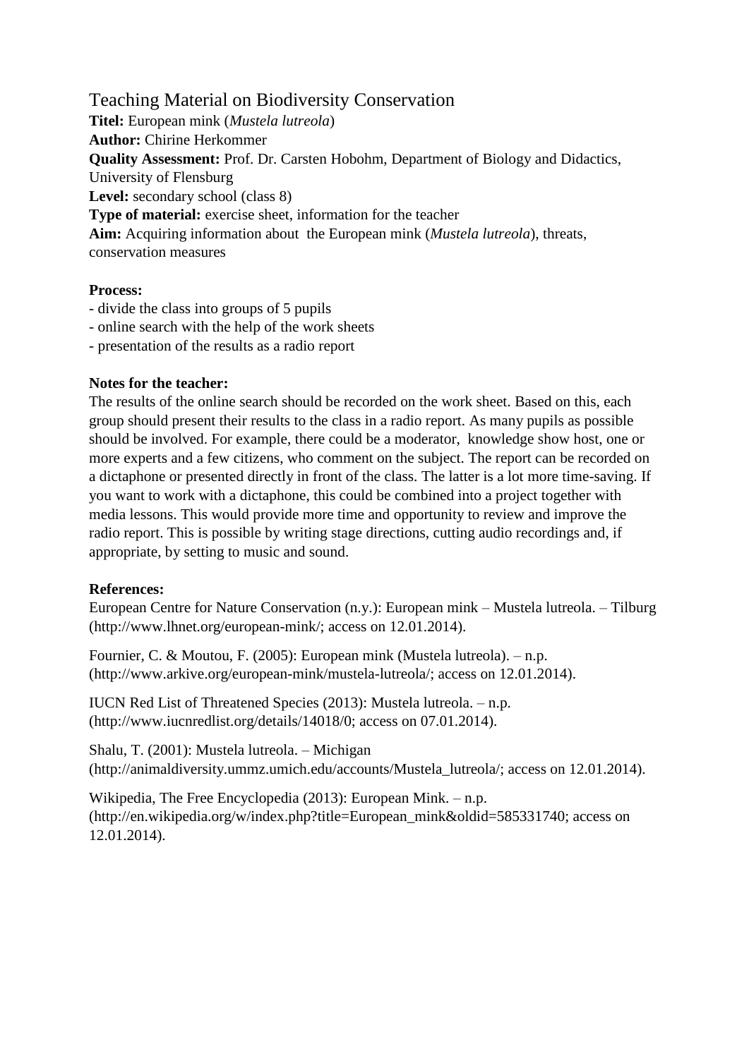# Teaching Material on Biodiversity Conservation

**Titel:** European mink (*Mustela lutreola*)
**Author:** Chirine Herkommer
**Quality Assessment:** Prof. Dr. Carsten Hobohm, Department of Biology and Didactics, University of Flensburg
**Level:** secondary school (class 8)
**Type of material:** exercise sheet, information for the teacher
**Aim:** Acquiring information about the European mink (*Mustela lutreola*), threats, conservation measures

**Process:**

- divide the class into groups of 5 pupils
- online search with the help of the work sheets
- presentation of the results as a radio report

**Notes for the teacher:**

The results of the online search should be recorded on the work sheet. Based on this, each group should present their results to the class in a radio report. As many pupils as possible should be involved. For example, there could be a moderator, knowledge show host, one or more experts and a few citizens, who comment on the subject. The report can be recorded on a dictaphone or presented directly in front of the class. The latter is a lot more time-saving. If you want to work with a dictaphone, this could be combined into a project together with media lessons. This would provide more time and opportunity to review and improve the radio report. This is possible by writing stage directions, cutting audio recordings and, if appropriate, by setting to music and sound.

**References:**

European Centre for Nature Conservation (n.y.): European mink – Mustela lutreola. – Tilburg (http://www.lhnet.org/european-mink/; access on 12.01.2014).

Fournier, C. & Moutou, F. (2005): European mink (Mustela lutreola). – n.p. (http://www.arkive.org/european-mink/mustela-lutreola/; access on 12.01.2014).

IUCN Red List of Threatened Species (2013): Mustela lutreola. – n.p. (http://www.iucnredlist.org/details/14018/0; access on 07.01.2014).

Shalu, T. (2001): Mustela lutreola. – Michigan (http://animaldiversity.ummz.umich.edu/accounts/Mustela_lutreola/; access on 12.01.2014).

Wikipedia, The Free Encyclopedia (2013): European Mink. – n.p. (http://en.wikipedia.org/w/index.php?title=European_mink&oldid=585331740; access on 12.01.2014).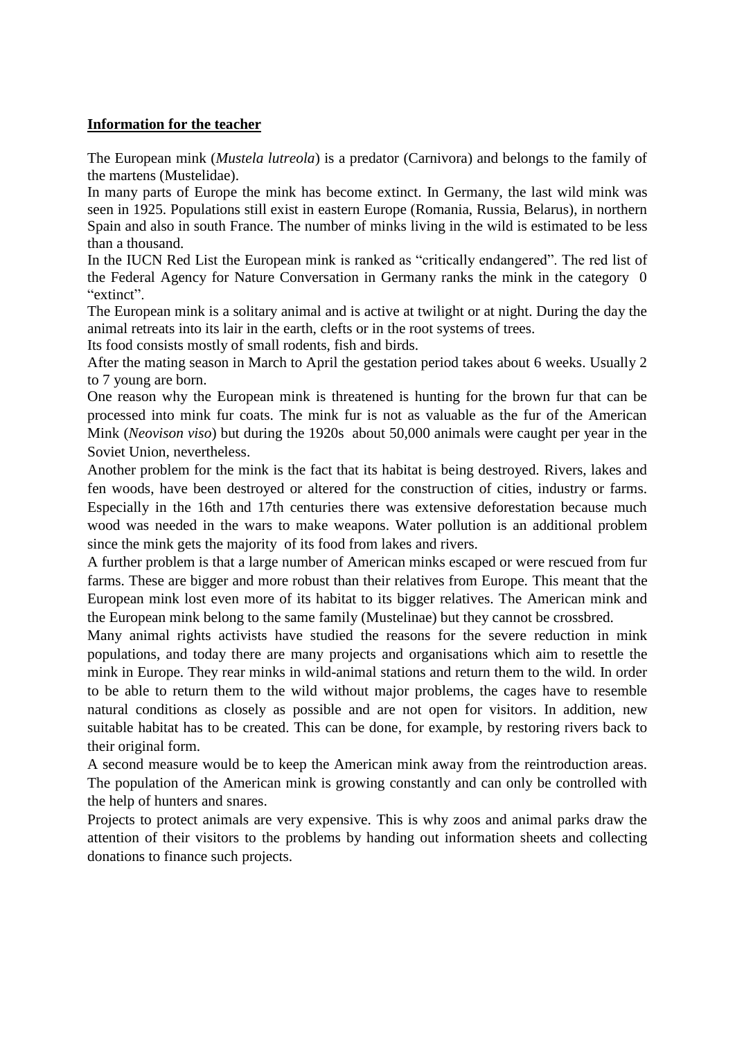**Information for the teacher**

The European mink (*Mustela lutreola*) is a predator (Carnivora) and belongs to the family of the martens (Mustelidae).

In many parts of Europe the mink has become extinct. In Germany, the last wild mink was seen in 1925. Populations still exist in eastern Europe (Romania, Russia, Belarus), in northern Spain and also in south France. The number of minks living in the wild is estimated to be less than a thousand.

In the IUCN Red List the European mink is ranked as "critically endangered". The red list of the Federal Agency for Nature Conversation in Germany ranks the mink in the category 0 "extinct".

The European mink is a solitary animal and is active at twilight or at night. During the day the animal retreats into its lair in the earth, clefts or in the root systems of trees.

Its food consists mostly of small rodents, fish and birds.

After the mating season in March to April the gestation period takes about 6 weeks. Usually 2 to 7 young are born.

One reason why the European mink is threatened is hunting for the brown fur that can be processed into mink fur coats. The mink fur is not as valuable as the fur of the American Mink (*Neovison viso*) but during the 1920s about 50,000 animals were caught per year in the Soviet Union, nevertheless.

Another problem for the mink is the fact that its habitat is being destroyed. Rivers, lakes and fen woods, have been destroyed or altered for the construction of cities, industry or farms. Especially in the 16th and 17th centuries there was extensive deforestation because much wood was needed in the wars to make weapons. Water pollution is an additional problem since the mink gets the majority of its food from lakes and rivers.

A further problem is that a large number of American minks escaped or were rescued from fur farms. These are bigger and more robust than their relatives from Europe. This meant that the European mink lost even more of its habitat to its bigger relatives. The American mink and the European mink belong to the same family (Mustelinae) but they cannot be crossbred.

Many animal rights activists have studied the reasons for the severe reduction in mink populations, and today there are many projects and organisations which aim to resettle the mink in Europe. They rear minks in wild-animal stations and return them to the wild. In order to be able to return them to the wild without major problems, the cages have to resemble natural conditions as closely as possible and are not open for visitors. In addition, new suitable habitat has to be created. This can be done, for example, by restoring rivers back to their original form.

A second measure would be to keep the American mink away from the reintroduction areas. The population of the American mink is growing constantly and can only be controlled with the help of hunters and snares.

Projects to protect animals are very expensive. This is why zoos and animal parks draw the attention of their visitors to the problems by handing out information sheets and collecting donations to finance such projects.